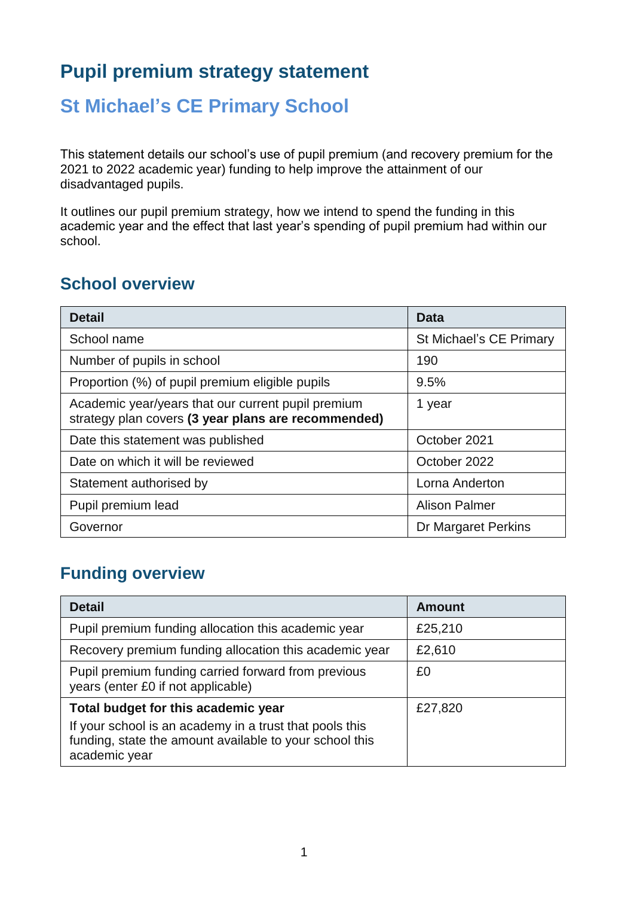# Pupil premium strategy statement

## St Michael's CE Primary School

This statement details our school's use of pupil premium (and recovery premium for the 2021 to 2022 academic year) funding to help improve the attainment of our disadvantaged pupils.

It outlines our pupil premium strategy, how we intend to spend the funding in this academic year and the effect that last year's spending of pupil premium had within our school.

## School overview

| Detail | Data |
| --- | --- |
| School name | St Michael's CE Primary |
| Number of pupils in school | 190 |
| Proportion (%) of pupil premium eligible pupils | 9.5% |
| Academic year/years that our current pupil premium strategy plan covers **(3 year plans are recommended)** | 1 year |
| Date this statement was published | October 2021 |
| Date on which it will be reviewed | October 2022 |
| Statement authorised by | Lorna Anderton |
| Pupil premium lead | Alison Palmer |
| Governor | Dr Margaret Perkins |

## Funding overview

| Detail | Amount |
| --- | --- |
| Pupil premium funding allocation this academic year | £25,210 |
| Recovery premium funding allocation this academic year | £2,610 |
| Pupil premium funding carried forward from previous years (enter £0 if not applicable) | £0 |
| **Total budget for this academic year** If your school is an academy in a trust that pools this funding, state the amount available to your school this academic year | £27,820 |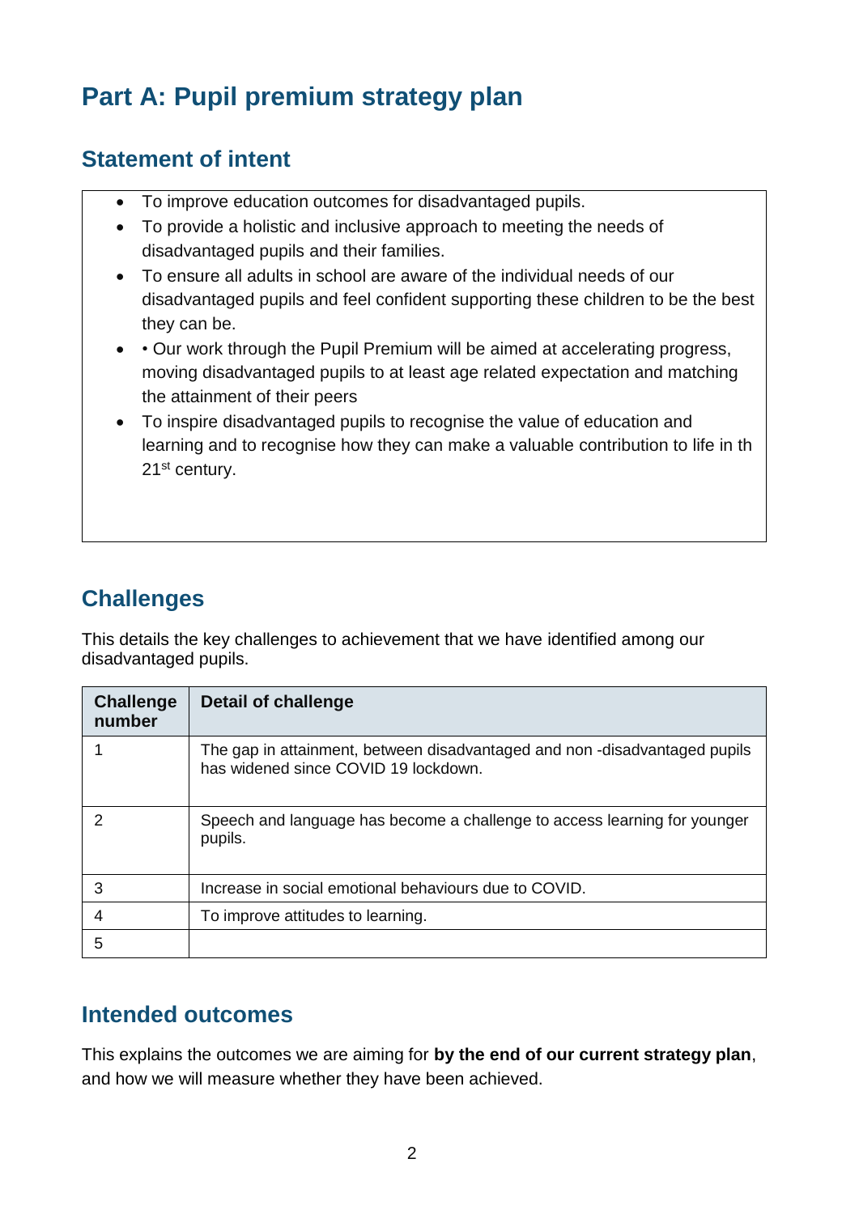# Part A: Pupil premium strategy plan

## Statement of intent

- To improve education outcomes for disadvantaged pupils.
- To provide a holistic and inclusive approach to meeting the needs of disadvantaged pupils and their families.
- To ensure all adults in school are aware of the individual needs of our disadvantaged pupils and feel confident supporting these children to be the best they can be.
- • Our work through the Pupil Premium will be aimed at accelerating progress, moving disadvantaged pupils to at least age related expectation and matching the attainment of their peers
- To inspire disadvantaged pupils to recognise the value of education and learning and to recognise how they can make a valuable contribution to life in th 21st century.

## Challenges

This details the key challenges to achievement that we have identified among our disadvantaged pupils.

| Challenge number | Detail of challenge |
|---|---|
| 1 | The gap in attainment, between disadvantaged and non -disadvantaged pupils has widened since COVID 19 lockdown. |
| 2 | Speech and language has become a challenge to access learning for younger pupils. |
| 3 | Increase in social emotional behaviours due to COVID. |
| 4 | To improve attitudes to learning. |
| 5 | |

## Intended outcomes

This explains the outcomes we are aiming for **by the end of our current strategy plan**, and how we will measure whether they have been achieved.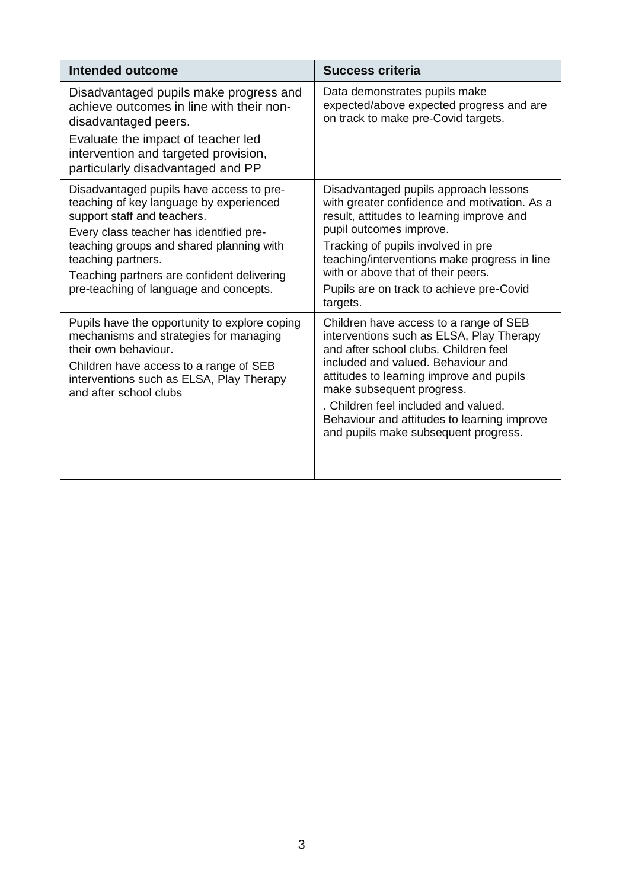| Intended outcome | Success criteria |
| --- | --- |
| Disadvantaged pupils make progress and achieve outcomes in line with their non-disadvantaged peers.<br>Evaluate the impact of teacher led intervention and targeted provision, particularly disadvantaged and PP | Data demonstrates pupils make expected/above expected progress and are on track to make pre-Covid targets. |
| Disadvantaged pupils have access to pre-teaching of key language by experienced support staff and teachers.<br>Every class teacher has identified pre-teaching groups and shared planning with teaching partners.<br>Teaching partners are confident delivering pre-teaching of language and concepts. | Disadvantaged pupils approach lessons with greater confidence and motivation. As a result, attitudes to learning improve and pupil outcomes improve.<br>Tracking of pupils involved in pre teaching/interventions make progress in line with or above that of their peers.<br>Pupils are on track to achieve pre-Covid targets. |
| Pupils have the opportunity to explore coping mechanisms and strategies for managing their own behaviour.<br>Children have access to a range of SEB interventions such as ELSA, Play Therapy and after school clubs | Children have access to a range of SEB interventions such as ELSA, Play Therapy and after school clubs. Children feel included and valued. Behaviour and attitudes to learning improve and pupils make subsequent progress.<br>. Children feel included and valued. Behaviour and attitudes to learning improve and pupils make subsequent progress. |
| | |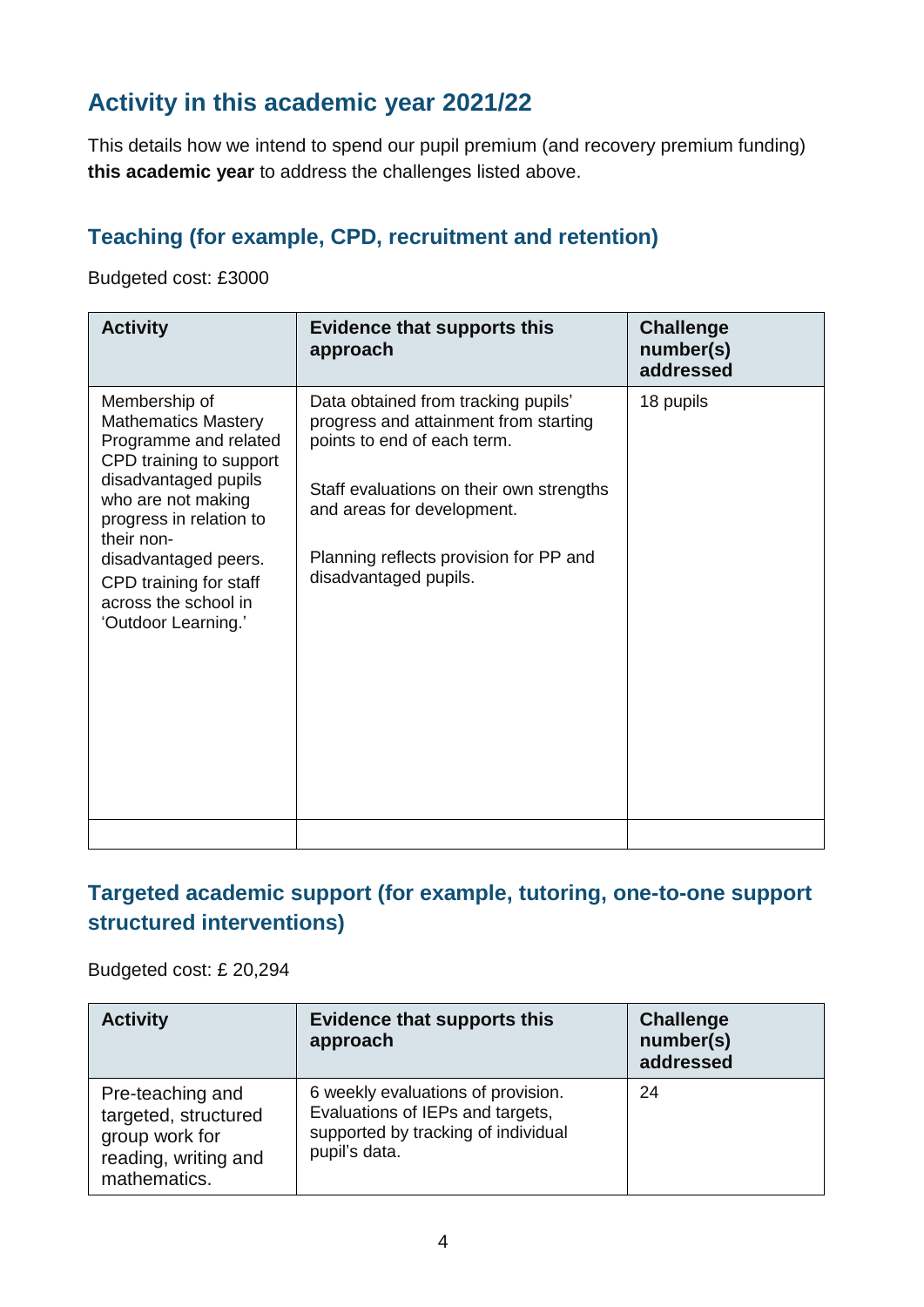## Activity in this academic year 2021/22

This details how we intend to spend our pupil premium (and recovery premium funding) **this academic year** to address the challenges listed above.

### Teaching (for example, CPD, recruitment and retention)

Budgeted cost: £3000

| Activity | Evidence that supports this approach | Challenge number(s) addressed |
|---|---|---|
| Membership of Mathematics Mastery Programme and related CPD training to support disadvantaged pupils who are not making progress in relation to their non-disadvantaged peers. CPD training for staff across the school in 'Outdoor Learning.' | Data obtained from tracking pupils' progress and attainment from starting points to end of each term.<br><br>Staff evaluations on their own strengths and areas for development.<br><br>Planning reflects provision for PP and disadvantaged pupils. | 18 pupils |
| | | |

### Targeted academic support (for example, tutoring, one-to-one support structured interventions)

Budgeted cost: £ 20,294

| Activity | Evidence that supports this approach | Challenge number(s) addressed |
|---|---|---|
| Pre-teaching and targeted, structured group work for reading, writing and mathematics. | 6 weekly evaluations of provision. Evaluations of IEPs and targets, supported by tracking of individual pupil's data. | 24 |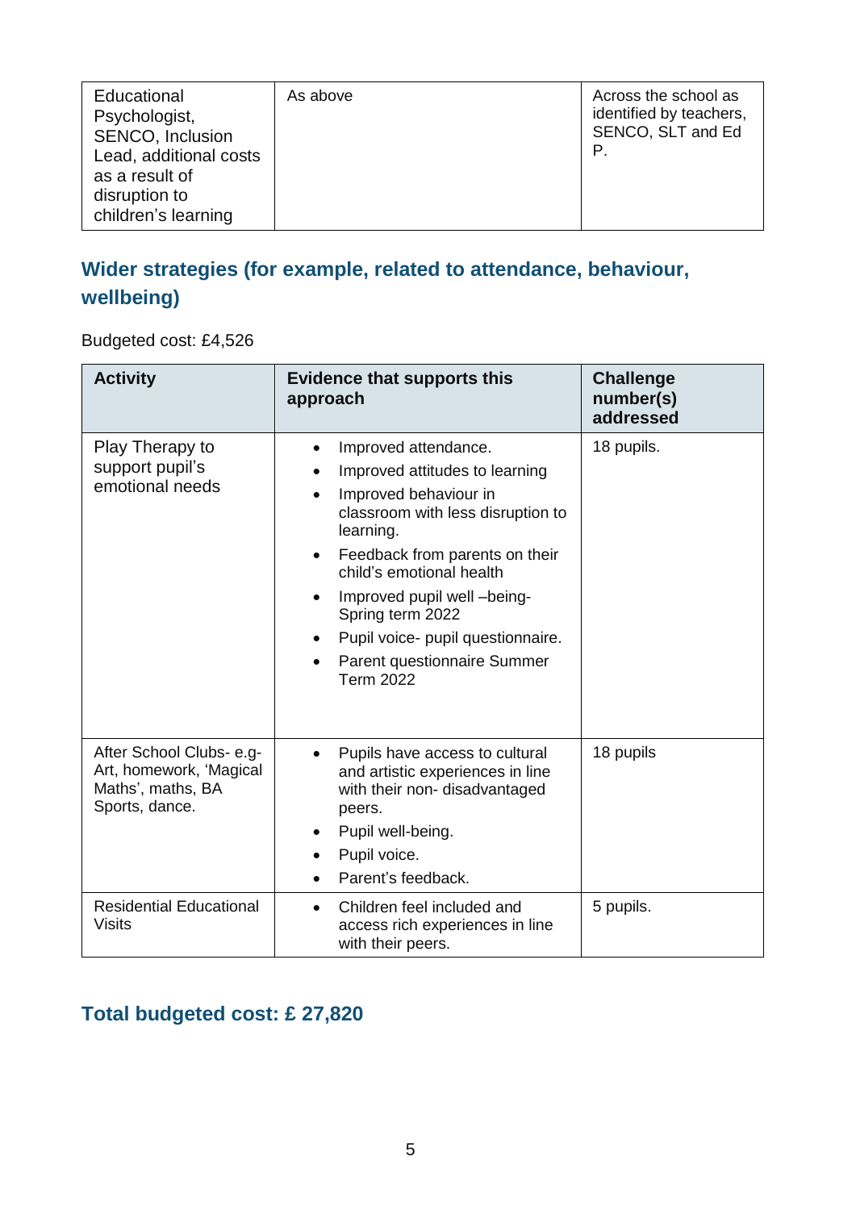| | | |
|---|---|---|
| Educational Psychologist, SENCO, Inclusion Lead, additional costs as a result of disruption to children's learning | As above | Across the school as identified by teachers, SENCO, SLT and Ed P. |

## Wider strategies (for example, related to attendance, behaviour, wellbeing)

Budgeted cost: £4,526

| Activity | Evidence that supports this approach | Challenge number(s) addressed |
|---|---|---|
| Play Therapy to support pupil's emotional needs | • Improved attendance.<br>• Improved attitudes to learning<br>• Improved behaviour in classroom with less disruption to learning.<br>• Feedback from parents on their child's emotional health<br>• Improved pupil well –being-Spring term 2022<br>• Pupil voice- pupil questionnaire.<br>• Parent questionnaire Summer Term 2022 | 18 pupils. |
| After School Clubs- e.g- Art, homework, 'Magical Maths', maths, BA Sports, dance. | • Pupils have access to cultural and artistic experiences in line with their non- disadvantaged peers.<br>• Pupil well-being.<br>• Pupil voice.<br>• Parent's feedback. | 18 pupils |
| Residential Educational Visits | • Children feel included and access rich experiences in line with their peers. | 5 pupils. |

## Total budgeted cost: £ 27,820